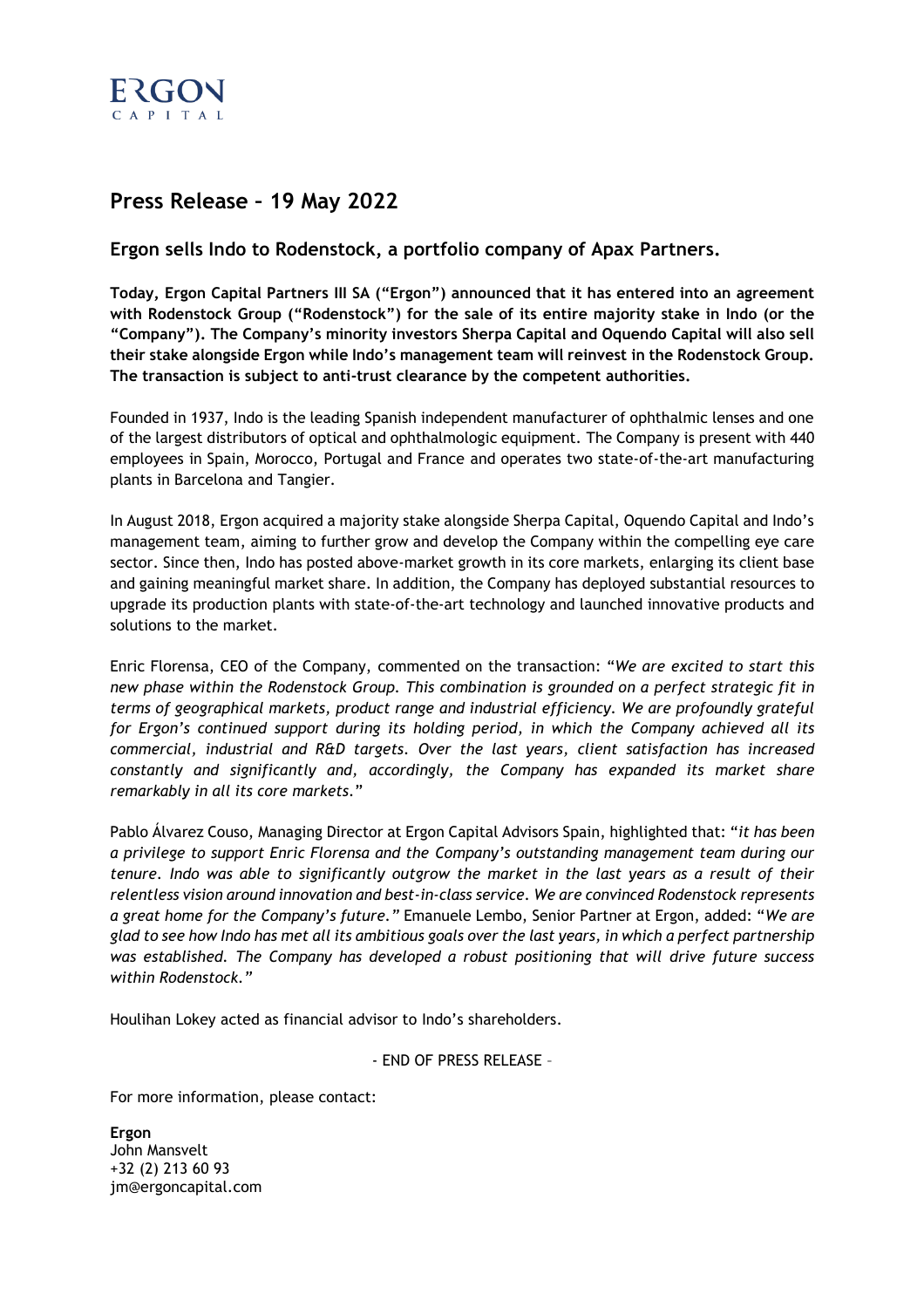ERGON CAPITAL

# Press Release – 19 May 2022

## Ergon sells Indo to Rodenstock, a portfolio company of Apax Partners.

**Today, Ergon Capital Partners III SA ("Ergon") announced that it has entered into an agreement with Rodenstock Group ("Rodenstock") for the sale of its entire majority stake in Indo (or the "Company"). The Company's minority investors Sherpa Capital and Oquendo Capital will also sell their stake alongside Ergon while Indo's management team will reinvest in the Rodenstock Group. The transaction is subject to anti-trust clearance by the competent authorities.**

Founded in 1937, Indo is the leading Spanish independent manufacturer of ophthalmic lenses and one of the largest distributors of optical and ophthalmologic equipment. The Company is present with 440 employees in Spain, Morocco, Portugal and France and operates two state-of-the-art manufacturing plants in Barcelona and Tangier.

In August 2018, Ergon acquired a majority stake alongside Sherpa Capital, Oquendo Capital and Indo's management team, aiming to further grow and develop the Company within the compelling eye care sector. Since then, Indo has posted above-market growth in its core markets, enlarging its client base and gaining meaningful market share. In addition, the Company has deployed substantial resources to upgrade its production plants with state-of-the-art technology and launched innovative products and solutions to the market.

Enric Florensa, CEO of the Company, commented on the transaction: "*We are excited to start this new phase within the Rodenstock Group. This combination is grounded on a perfect strategic fit in terms of geographical markets, product range and industrial efficiency. We are profoundly grateful for Ergon's continued support during its holding period, in which the Company achieved all its commercial, industrial and R&D targets. Over the last years, client satisfaction has increased constantly and significantly and, accordingly, the Company has expanded its market share remarkably in all its core markets.*"

Pablo Álvarez Couso, Managing Director at Ergon Capital Advisors Spain, highlighted that: "*it has been a privilege to support Enric Florensa and the Company's outstanding management team during our tenure. Indo was able to significantly outgrow the market in the last years as a result of their relentless vision around innovation and best-in-class service. We are convinced Rodenstock represents a great home for the Company's future.*" Emanuele Lembo, Senior Partner at Ergon, added: "*We are glad to see how Indo has met all its ambitious goals over the last years, in which a perfect partnership was established. The Company has developed a robust positioning that will drive future success within Rodenstock.*"

Houlihan Lokey acted as financial advisor to Indo's shareholders.

- END OF PRESS RELEASE –

For more information, please contact:

**Ergon**
John Mansvelt
+32 (2) 213 60 93
jm@ergoncapital.com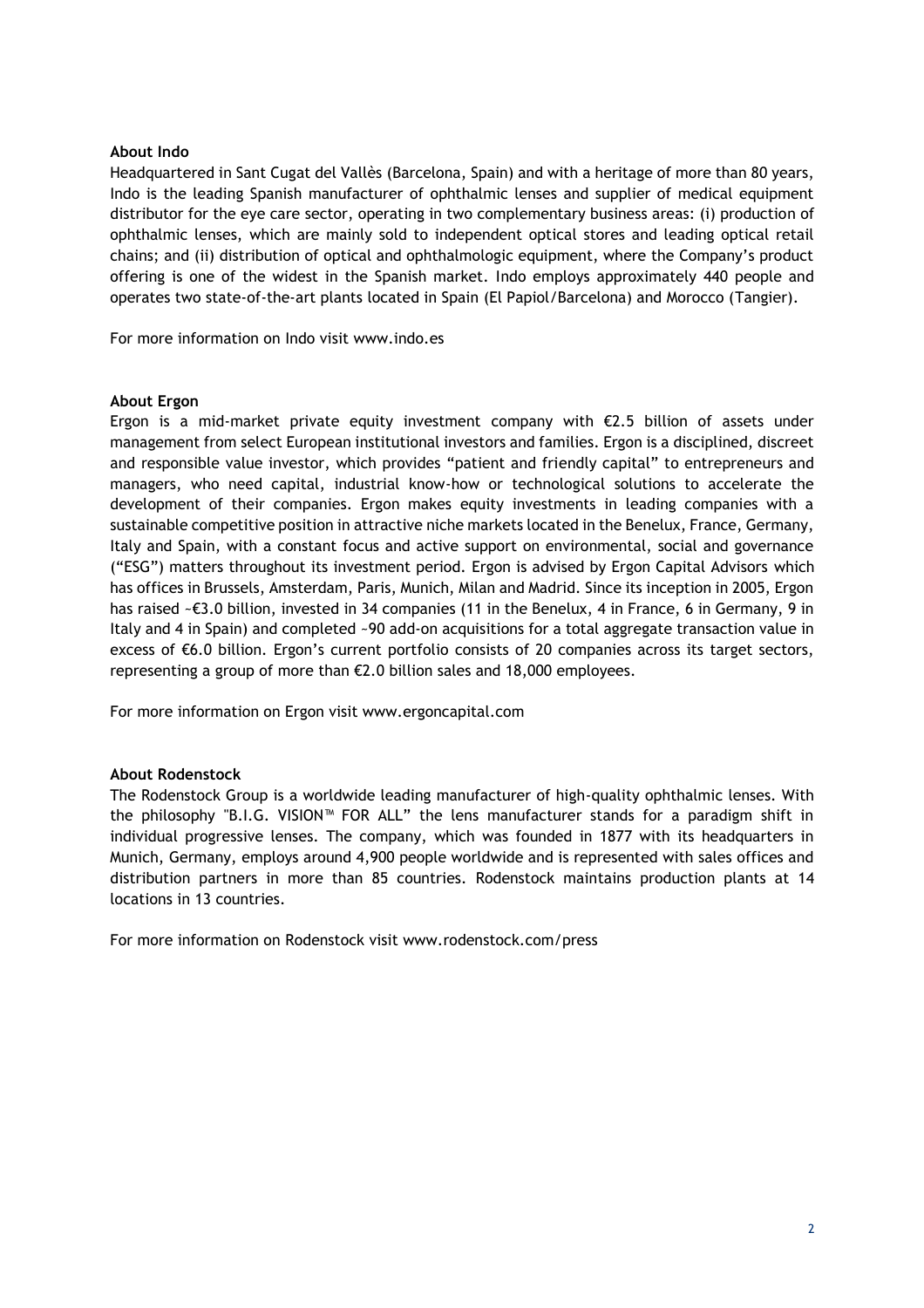**About Indo**

Headquartered in Sant Cugat del Vallès (Barcelona, Spain) and with a heritage of more than 80 years, Indo is the leading Spanish manufacturer of ophthalmic lenses and supplier of medical equipment distributor for the eye care sector, operating in two complementary business areas: (i) production of ophthalmic lenses, which are mainly sold to independent optical stores and leading optical retail chains; and (ii) distribution of optical and ophthalmologic equipment, where the Company's product offering is one of the widest in the Spanish market. Indo employs approximately 440 people and operates two state-of-the-art plants located in Spain (El Papiol/Barcelona) and Morocco (Tangier).

For more information on Indo visit www.indo.es

**About Ergon**

Ergon is a mid-market private equity investment company with €2.5 billion of assets under management from select European institutional investors and families. Ergon is a disciplined, discreet and responsible value investor, which provides "patient and friendly capital" to entrepreneurs and managers, who need capital, industrial know-how or technological solutions to accelerate the development of their companies. Ergon makes equity investments in leading companies with a sustainable competitive position in attractive niche markets located in the Benelux, France, Germany, Italy and Spain, with a constant focus and active support on environmental, social and governance ("ESG") matters throughout its investment period. Ergon is advised by Ergon Capital Advisors which has offices in Brussels, Amsterdam, Paris, Munich, Milan and Madrid. Since its inception in 2005, Ergon has raised ~€3.0 billion, invested in 34 companies (11 in the Benelux, 4 in France, 6 in Germany, 9 in Italy and 4 in Spain) and completed ~90 add-on acquisitions for a total aggregate transaction value in excess of €6.0 billion. Ergon's current portfolio consists of 20 companies across its target sectors, representing a group of more than €2.0 billion sales and 18,000 employees.

For more information on Ergon visit www.ergoncapital.com

**About Rodenstock**

The Rodenstock Group is a worldwide leading manufacturer of high-quality ophthalmic lenses. With the philosophy "B.I.G. VISION™ FOR ALL" the lens manufacturer stands for a paradigm shift in individual progressive lenses. The company, which was founded in 1877 with its headquarters in Munich, Germany, employs around 4,900 people worldwide and is represented with sales offices and distribution partners in more than 85 countries. Rodenstock maintains production plants at 14 locations in 13 countries.

For more information on Rodenstock visit www.rodenstock.com/press